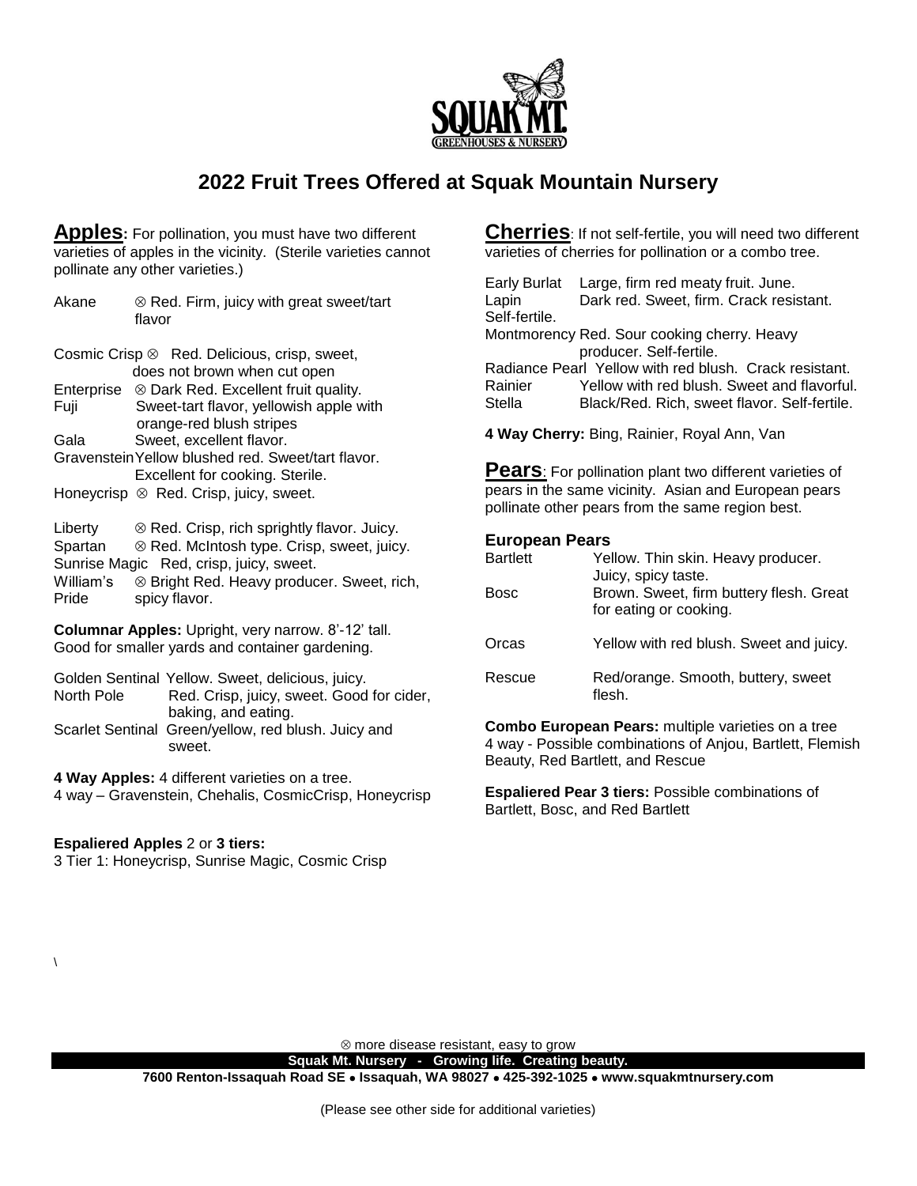# 2022 Fruit Trees Offered at Squak Mountain Nursery

## Apples

**Apples:** For pollination, you must have two different varieties of apples in the vicinity. (Sterile varieties cannot pollinate any other varieties.)

Akane ⊗ Red. Firm, juicy with great sweet/tart flavor

Cosmic Crisp ⊗ Red. Delicious, crisp, sweet, does not brown when cut open
Enterprise ⊗ Dark Red. Excellent fruit quality.
Fuji Sweet-tart flavor, yellowish apple with orange-red blush stripes
Gala Sweet, excellent flavor.
Gravenstein Yellow blushed red. Sweet/tart flavor. Excellent for cooking. Sterile.
Honeycrisp ⊗ Red. Crisp, juicy, sweet.

Liberty ⊗ Red. Crisp, rich sprightly flavor. Juicy.
Spartan ⊗ Red. McIntosh type. Crisp, sweet, juicy.
Sunrise Magic Red, crisp, juicy, sweet.
William's Pride ⊗ Bright Red. Heavy producer. Sweet, rich, spicy flavor.

**Columnar Apples:** Upright, very narrow. 8'-12' tall. Good for smaller yards and container gardening.

Golden Sentinal Yellow. Sweet, delicious, juicy.
North Pole Red. Crisp, juicy, sweet. Good for cider, baking, and eating.
Scarlet Sentinal Green/yellow, red blush. Juicy and sweet.

**4 Way Apples:** 4 different varieties on a tree.
4 way – Gravenstein, Chehalis, CosmicCrisp, Honeycrisp

**Espaliered Apples** 2 or **3 tiers:**
3 Tier 1: Honeycrisp, Sunrise Magic, Cosmic Crisp

\

## Cherries

**Cherries**: If not self-fertile, you will need two different varieties of cherries for pollination or a combo tree.

Early Burlat Large, firm red meaty fruit. June.
Lapin Dark red. Sweet, firm. Crack resistant. Self-fertile.
Montmorency Red. Sour cooking cherry. Heavy producer. Self-fertile.
Radiance Pearl Yellow with red blush. Crack resistant.
Rainier Yellow with red blush. Sweet and flavorful.
Stella Black/Red. Rich, sweet flavor. Self-fertile.

**4 Way Cherry:** Bing, Rainier, Royal Ann, Van

## Pears

**Pears**: For pollination plant two different varieties of pears in the same vicinity. Asian and European pears pollinate other pears from the same region best.

### European Pears

Bartlett Yellow. Thin skin. Heavy producer. Juicy, spicy taste.
Bosc Brown. Sweet, firm buttery flesh. Great for eating or cooking.

Orcas Yellow with red blush. Sweet and juicy.

Rescue Red/orange. Smooth, buttery, sweet flesh.

**Combo European Pears:** multiple varieties on a tree
4 way - Possible combinations of Anjou, Bartlett, Flemish Beauty, Red Bartlett, and Rescue

**Espaliered Pear 3 tiers:** Possible combinations of Bartlett, Bosc, and Red Bartlett

⊗ more disease resistant, easy to grow

**Squak Mt. Nursery - Growing life. Creating beauty.**

**7600 Renton-Issaquah Road SE • Issaquah, WA 98027 • 425-392-1025 • www.squakmtnursery.com**

(Please see other side for additional varieties)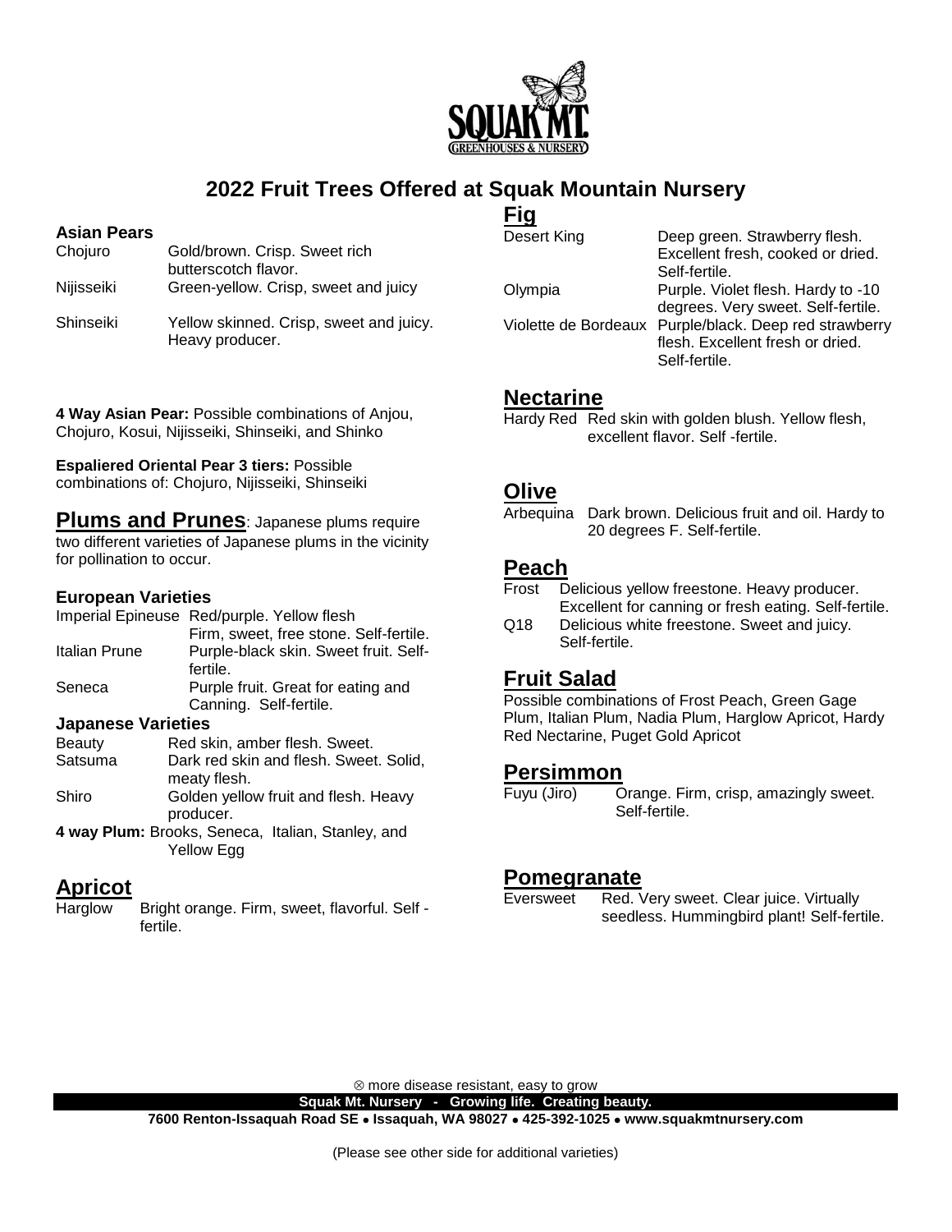# 2022 Fruit Trees Offered at Squak Mountain Nursery

### Asian Pears

| | |
|---|---|
| Chojuro | Gold/brown. Crisp. Sweet rich butterscotch flavor. |
| Nijisseiki | Green-yellow. Crisp, sweet and juicy |
| Shinseiki | Yellow skinned. Crisp, sweet and juicy. Heavy producer. |

**4 Way Asian Pear:** Possible combinations of Anjou, Chojuro, Kosui, Nijisseiki, Shinseiki, and Shinko

**Espaliered Oriental Pear 3 tiers:** Possible combinations of: Chojuro, Nijisseiki, Shinseiki

## Plums and Prunes

Japanese plums require two different varieties of Japanese plums in the vicinity for pollination to occur.

### European Varieties

| | |
|---|---|
| Imperial Epineuse | Red/purple. Yellow flesh Firm, sweet, free stone. Self-fertile. |
| Italian Prune | Purple-black skin. Sweet fruit. Self-fertile. |
| Seneca | Purple fruit. Great for eating and Canning. Self-fertile. |

### Japanese Varieties

| | |
|---|---|
| Beauty | Red skin, amber flesh. Sweet. |
| Satsuma | Dark red skin and flesh. Sweet. Solid, meaty flesh. |
| Shiro | Golden yellow fruit and flesh. Heavy producer. |

**4 way Plum:** Brooks, Seneca, Italian, Stanley, and Yellow Egg

## Apricot

| | |
|---|---|
| Harglow | Bright orange. Firm, sweet, flavorful. Self - fertile. |

## Fig

| | |
|---|---|
| Desert King | Deep green. Strawberry flesh. Excellent fresh, cooked or dried. Self-fertile. |
| Olympia | Purple. Violet flesh. Hardy to -10 degrees. Very sweet. Self-fertile. |
| Violette de Bordeaux | Purple/black. Deep red strawberry flesh. Excellent fresh or dried. Self-fertile. |

## Nectarine

| | |
|---|---|
| Hardy Red | Red skin with golden blush. Yellow flesh, excellent flavor. Self -fertile. |

## Olive

| | |
|---|---|
| Arbequina | Dark brown. Delicious fruit and oil. Hardy to 20 degrees F. Self-fertile. |

## Peach

| | |
|---|---|
| Frost | Delicious yellow freestone. Heavy producer. Excellent for canning or fresh eating. Self-fertile. |
| Q18 | Delicious white freestone. Sweet and juicy. Self-fertile. |

## Fruit Salad

Possible combinations of Frost Peach, Green Gage Plum, Italian Plum, Nadia Plum, Harglow Apricot, Hardy Red Nectarine, Puget Gold Apricot

## Persimmon

| | |
|---|---|
| Fuyu (Jiro) | Orange. Firm, crisp, amazingly sweet. Self-fertile. |

## Pomegranate

| | |
|---|---|
| Eversweet | Red. Very sweet. Clear juice. Virtually seedless. Hummingbird plant! Self-fertile. |

⊗ more disease resistant, easy to grow

**Squak Mt. Nursery - Growing life. Creating beauty.**

**7600 Renton-Issaquah Road SE • Issaquah, WA 98027 • 425-392-1025 • www.squakmtnursery.com**

(Please see other side for additional varieties)